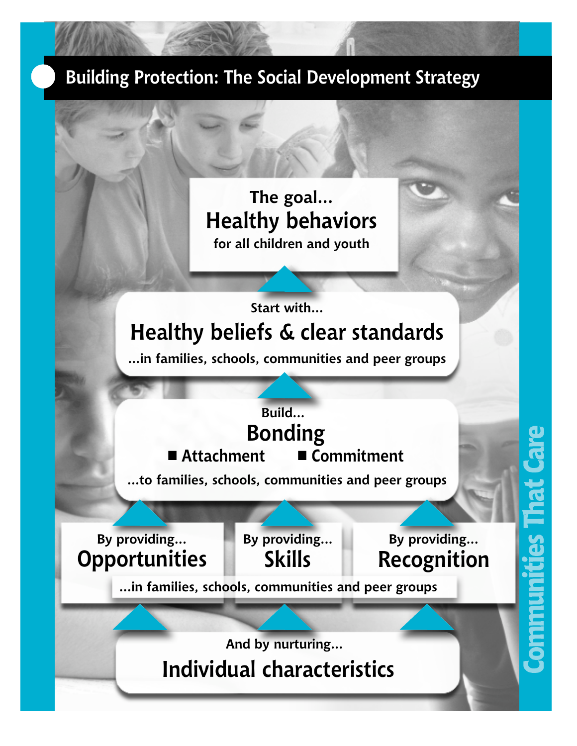# Building Protection: The Social Development Strategy

The goal...
**Healthy behaviors**
for all children and youth

Start with...
**Healthy beliefs & clear standards**
...in families, schools, communities and peer groups

Build...
**Bonding**
- Attachment
- Commitment

...to families, schools, communities and peer groups

By providing...
**Opportunities**

By providing...
**Skills**

By providing...
**Recognition**

...in families, schools, communities and peer groups

And by nurturing...
**Individual characteristics**

Communities That Care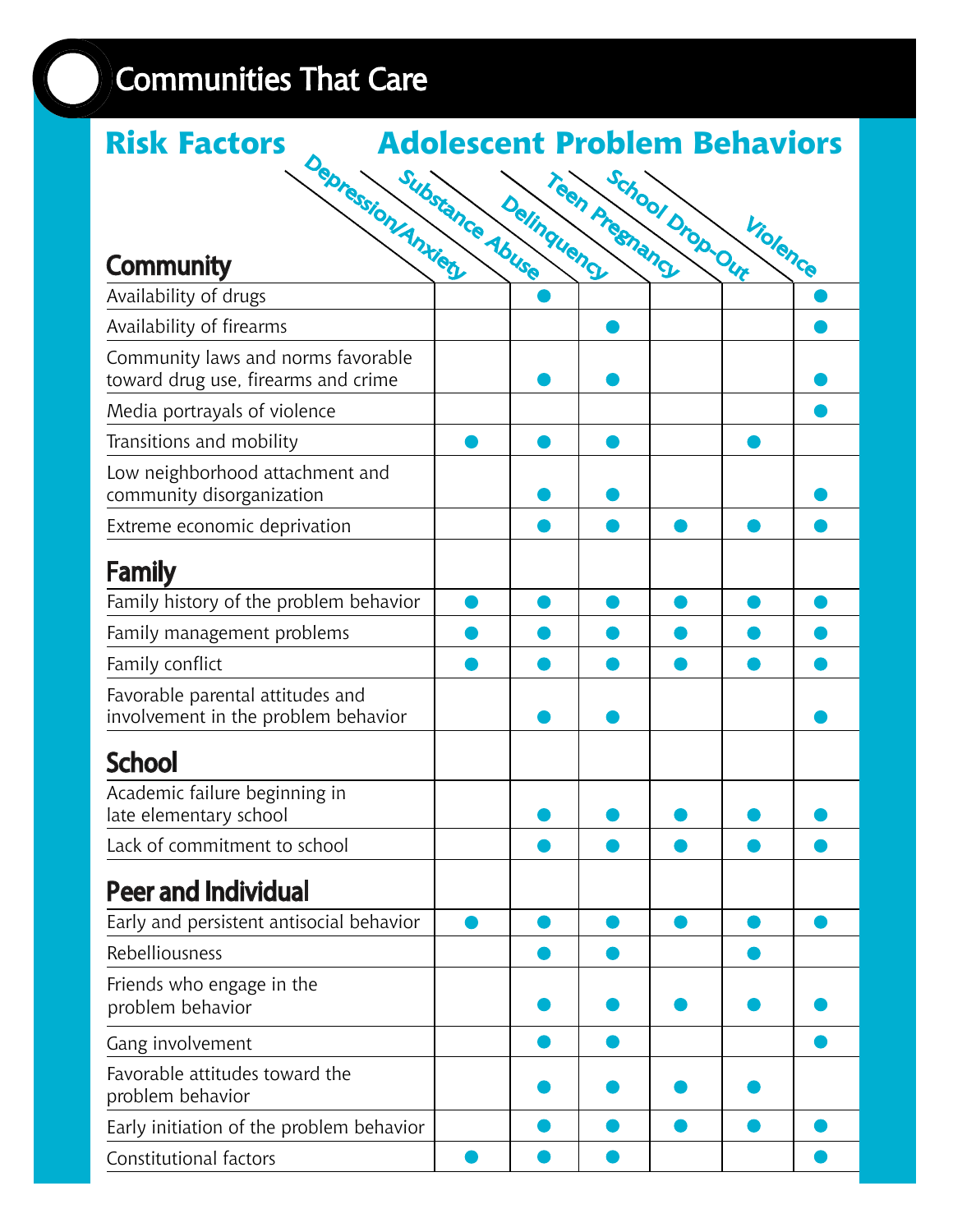# Communities That Care

## Risk Factors — Adolescent Problem Behaviors

| Risk Factors | Depression/Anxiety | Substance Abuse | Delinquency | Teen Pregnancy | School Drop-Out | Violence |
|---|---|---|---|---|---|---|
| **Community** | | | | | | |
| Availability of drugs | | ● | | | | ● |
| Availability of firearms | | | ● | | | ● |
| Community laws and norms favorable toward drug use, firearms and crime | | ● | ● | | | ● |
| Media portrayals of violence | | | | | | ● |
| Transitions and mobility | ● | ● | ● | | ● | |
| Low neighborhood attachment and community disorganization | | ● | ● | | | ● |
| Extreme economic deprivation | | ● | ● | ● | ● | ● |
| **Family** | | | | | | |
| Family history of the problem behavior | ● | ● | ● | ● | ● | ● |
| Family management problems | ● | ● | ● | ● | ● | ● |
| Family conflict | ● | ● | ● | ● | ● | ● |
| Favorable parental attitudes and involvement in the problem behavior | | ● | ● | | | ● |
| **School** | | | | | | |
| Academic failure beginning in late elementary school | | ● | ● | ● | ● | ● |
| Lack of commitment to school | | ● | ● | ● | ● | ● |
| **Peer and Individual** | | | | | | |
| Early and persistent antisocial behavior | ● | ● | ● | ● | ● | ● |
| Rebelliousness | | ● | ● | | ● | |
| Friends who engage in the problem behavior | | ● | ● | ● | ● | ● |
| Gang involvement | | ● | ● | | | ● |
| Favorable attitudes toward the problem behavior | | ● | ● | ● | ● | |
| Early initiation of the problem behavior | | ● | ● | ● | ● | ● |
| Constitutional factors | ● | ● | ● | | | ● |